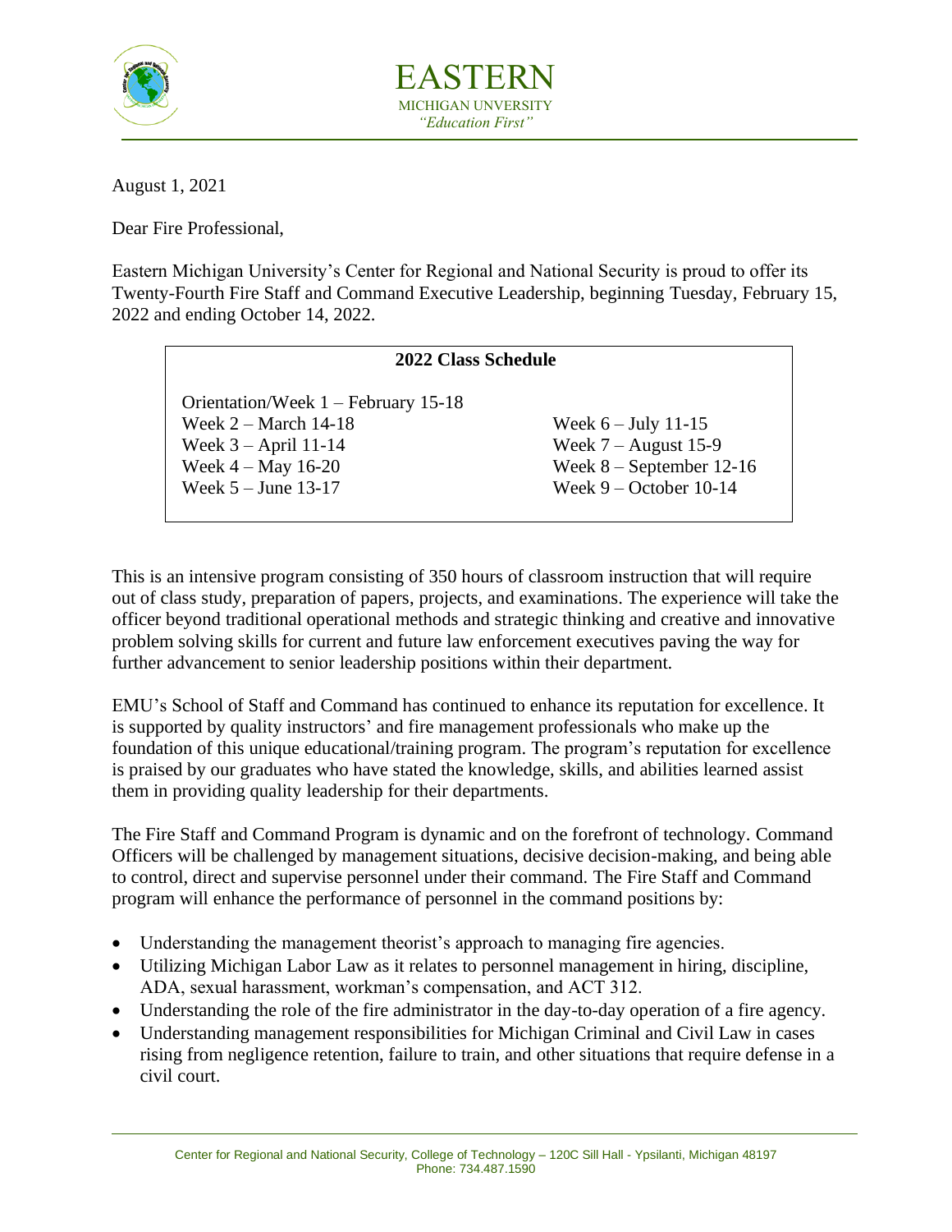EASTERN
MICHIGAN UNVERSITY
*"Education First"*

August 1, 2021

Dear Fire Professional,

Eastern Michigan University's Center for Regional and National Security is proud to offer its Twenty-Fourth Fire Staff and Command Executive Leadership, beginning Tuesday, February 15, 2022 and ending October 14, 2022.

**2022 Class Schedule**

| | |
|---|---|
| Orientation/Week 1 – February 15-18 | |
| Week 2 – March 14-18 | Week 6 – July 11-15 |
| Week 3 – April 11-14 | Week 7 – August 15-9 |
| Week 4 – May 16-20 | Week 8 – September 12-16 |
| Week 5 – June 13-17 | Week 9 – October 10-14 |

This is an intensive program consisting of 350 hours of classroom instruction that will require out of class study, preparation of papers, projects, and examinations. The experience will take the officer beyond traditional operational methods and strategic thinking and creative and innovative problem solving skills for current and future law enforcement executives paving the way for further advancement to senior leadership positions within their department.

EMU's School of Staff and Command has continued to enhance its reputation for excellence. It is supported by quality instructors' and fire management professionals who make up the foundation of this unique educational/training program. The program's reputation for excellence is praised by our graduates who have stated the knowledge, skills, and abilities learned assist them in providing quality leadership for their departments.

The Fire Staff and Command Program is dynamic and on the forefront of technology. Command Officers will be challenged by management situations, decisive decision-making, and being able to control, direct and supervise personnel under their command. The Fire Staff and Command program will enhance the performance of personnel in the command positions by:

- Understanding the management theorist's approach to managing fire agencies.
- Utilizing Michigan Labor Law as it relates to personnel management in hiring, discipline, ADA, sexual harassment, workman's compensation, and ACT 312.
- Understanding the role of the fire administrator in the day-to-day operation of a fire agency.
- Understanding management responsibilities for Michigan Criminal and Civil Law in cases rising from negligence retention, failure to train, and other situations that require defense in a civil court.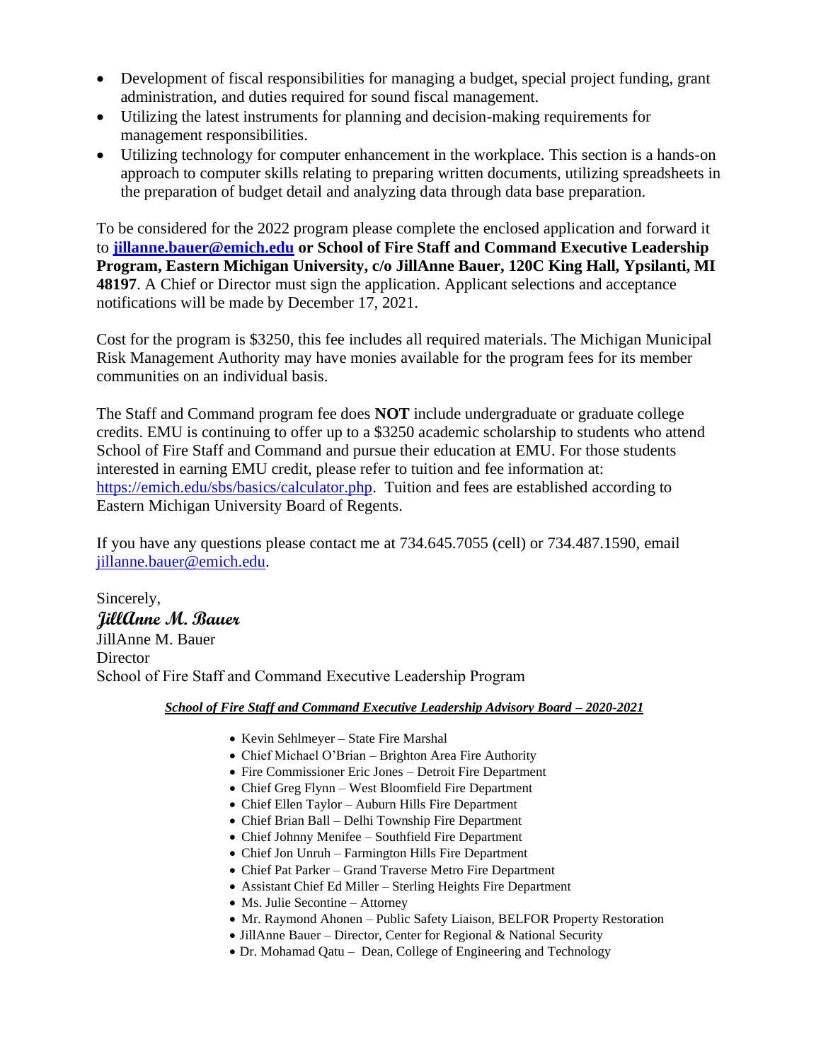- Development of fiscal responsibilities for managing a budget, special project funding, grant administration, and duties required for sound fiscal management.
- Utilizing the latest instruments for planning and decision-making requirements for management responsibilities.
- Utilizing technology for computer enhancement in the workplace. This section is a hands-on approach to computer skills relating to preparing written documents, utilizing spreadsheets in the preparation of budget detail and analyzing data through data base preparation.

To be considered for the 2022 program please complete the enclosed application and forward it to **[jillanne.bauer@emich.edu](mailto:jillanne.bauer@emich.edu) or School of Fire Staff and Command Executive Leadership Program, Eastern Michigan University, c/o JillAnne Bauer, 120C King Hall, Ypsilanti, MI 48197**. A Chief or Director must sign the application. Applicant selections and acceptance notifications will be made by December 17, 2021.

Cost for the program is $3250, this fee includes all required materials. The Michigan Municipal Risk Management Authority may have monies available for the program fees for its member communities on an individual basis.

The Staff and Command program fee does **NOT** include undergraduate or graduate college credits. EMU is continuing to offer up to a $3250 academic scholarship to students who attend School of Fire Staff and Command and pursue their education at EMU. For those students interested in earning EMU credit, please refer to tuition and fee information at: [https://emich.edu/sbs/basics/calculator.php](https://emich.edu/sbs/basics/calculator.php). Tuition and fees are established according to Eastern Michigan University Board of Regents.

If you have any questions please contact me at 734.645.7055 (cell) or 734.487.1590, email [jillanne.bauer@emich.edu](mailto:jillanne.bauer@emich.edu).

Sincerely,

***JillAnne M. Bauer***

JillAnne M. Bauer
Director
School of Fire Staff and Command Executive Leadership Program

***School of Fire Staff and Command Executive Leadership Advisory Board – 2020-2021***

- Kevin Sehlmeyer – State Fire Marshal
- Chief Michael O'Brian – Brighton Area Fire Authority
- Fire Commissioner Eric Jones – Detroit Fire Department
- Chief Greg Flynn – West Bloomfield Fire Department
- Chief Ellen Taylor – Auburn Hills Fire Department
- Chief Brian Ball – Delhi Township Fire Department
- Chief Johnny Menifee – Southfield Fire Department
- Chief Jon Unruh – Farmington Hills Fire Department
- Chief Pat Parker – Grand Traverse Metro Fire Department
- Assistant Chief Ed Miller – Sterling Heights Fire Department
- Ms. Julie Secontine – Attorney
- Mr. Raymond Ahonen – Public Safety Liaison, BELFOR Property Restoration
- JillAnne Bauer – Director, Center for Regional & National Security
- Dr. Mohamad Qatu – Dean, College of Engineering and Technology